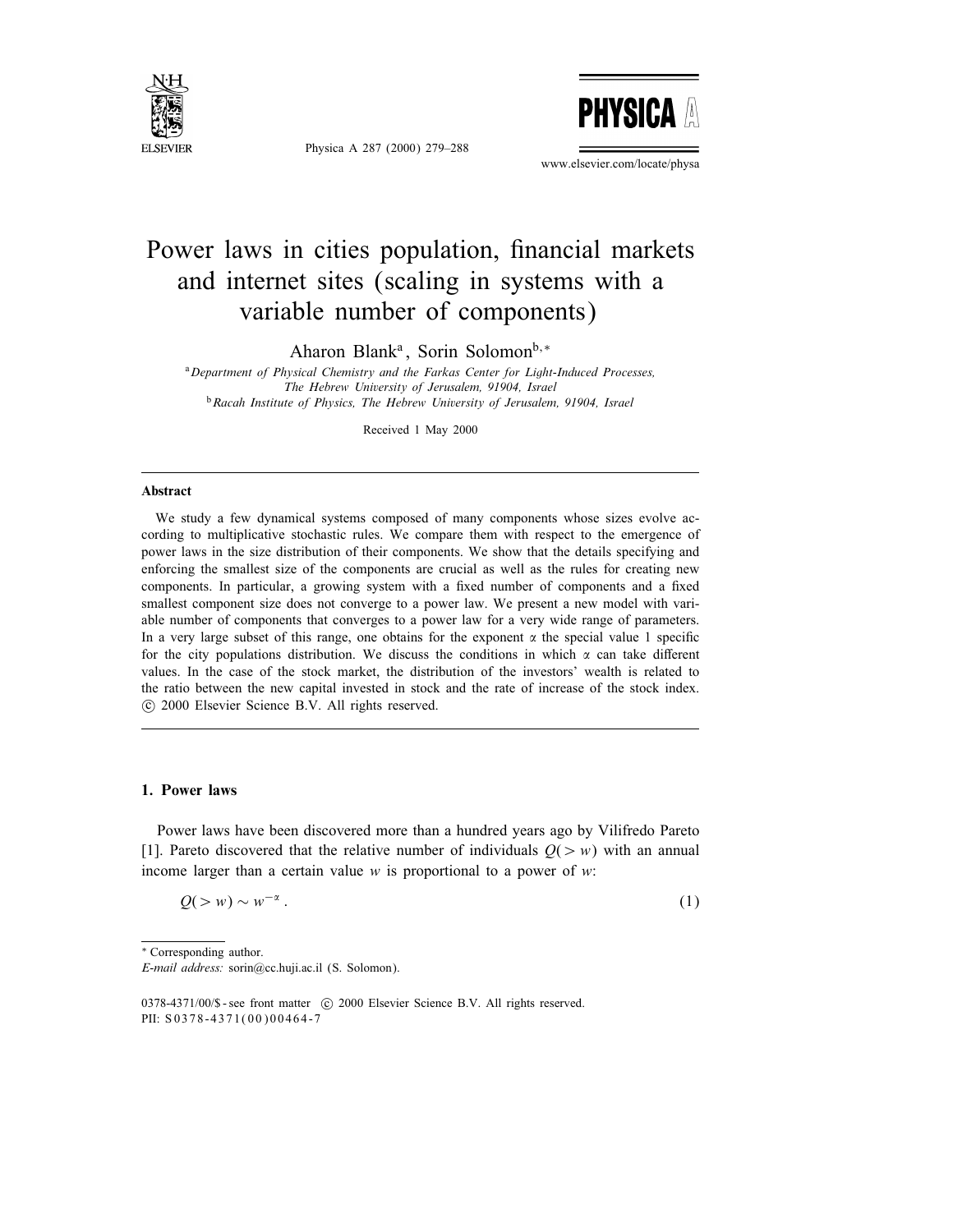# Power laws in cities population, financial markets and internet sites (scaling in systems with a variable number of components)

Aharon Blank[a], Sorin Solomon[b,*]

[a] *Department of Physical Chemistry and the Farkas Center for Light-Induced Processes, The Hebrew University of Jerusalem, 91904, Israel*

[b] *Racah Institute of Physics, The Hebrew University of Jerusalem, 91904, Israel*

Received 1 May 2000

## Abstract

We study a few dynamical systems composed of many components whose sizes evolve according to multiplicative stochastic rules. We compare them with respect to the emergence of power laws in the size distribution of their components. We show that the details specifying and enforcing the smallest size of the components are crucial as well as the rules for creating new components. In particular, a growing system with a fixed number of components and a fixed smallest component size does not converge to a power law. We present a new model with variable number of components that converges to a power law for a very wide range of parameters. In a very large subset of this range, one obtains for the exponent $\alpha$ the special value 1 specific for the city populations distribution. We discuss the conditions in which $\alpha$ can take different values. In the case of the stock market, the distribution of the investors' wealth is related to the ratio between the new capital invested in stock and the rate of increase of the stock index. © 2000 Elsevier Science B.V. All rights reserved.

## 1. Power laws

Power laws have been discovered more than a hundred years ago by Vilifredo Pareto [1]. Pareto discovered that the relative number of individuals $Q(>w)$ with an annual income larger than a certain value $w$ is proportional to a power of $w$:

$$Q(>w) \sim w^{-\alpha} . \tag{1}$$

* Corresponding author.
*E-mail address:* sorin@cc.huji.ac.il (S. Solomon).

0378-4371/00/$ - see front matter © 2000 Elsevier Science B.V. All rights reserved.
PII: S0378-4371(00)00464-7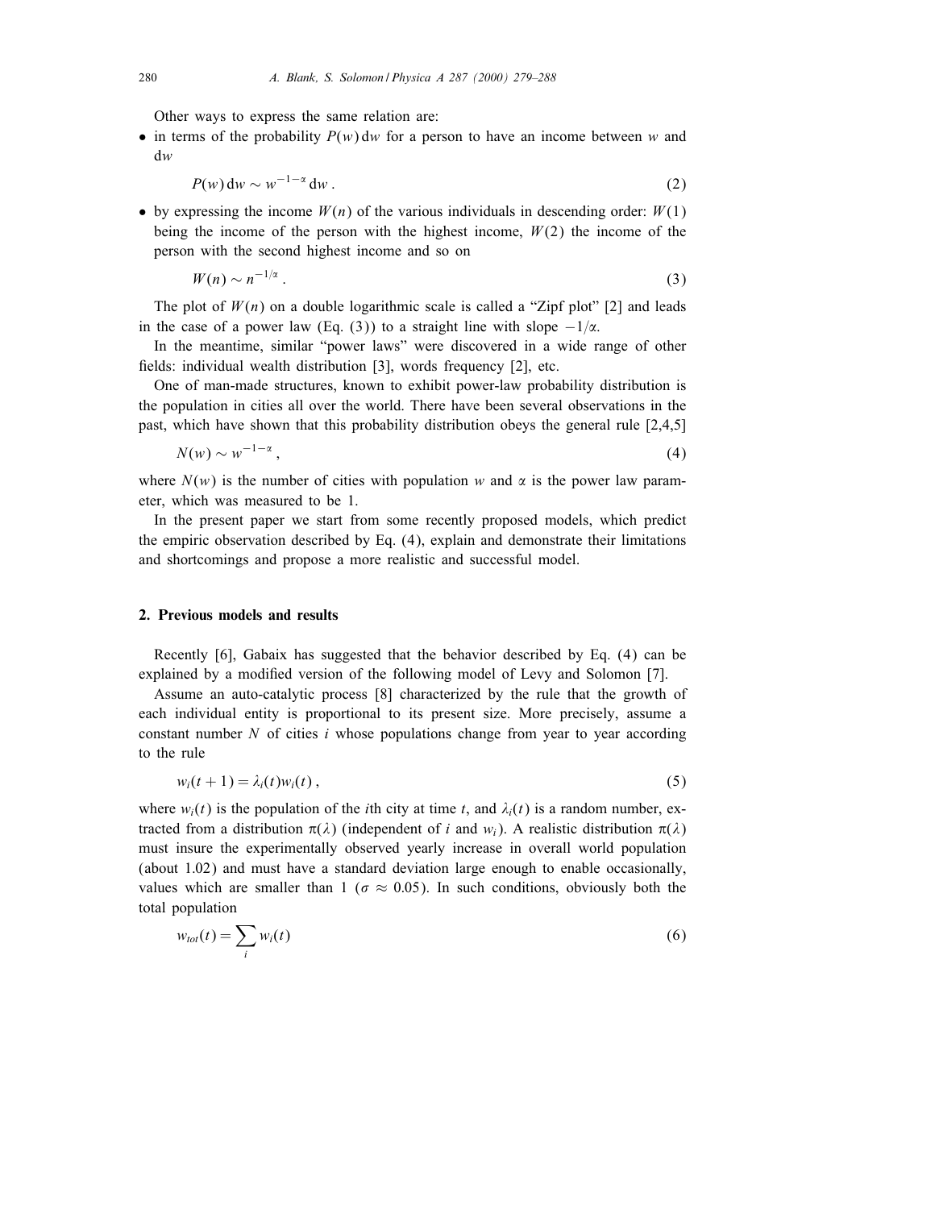Other ways to express the same relation are:

- in terms of the probability $P(w)\,\mathrm{d}w$ for a person to have an income between $w$ and $\mathrm{d}w$

$$P(w)\,\mathrm{d}w \sim w^{-1-\alpha}\,\mathrm{d}w\,. \tag{2}$$

- by expressing the income $W(n)$ of the various individuals in descending order: $W(1)$ being the income of the person with the highest income, $W(2)$ the income of the person with the second highest income and so on

$$W(n) \sim n^{-1/\alpha}\,. \tag{3}$$

The plot of $W(n)$ on a double logarithmic scale is called a "Zipf plot" [2] and leads in the case of a power law (Eq. (3)) to a straight line with slope $-1/\alpha$.

In the meantime, similar "power laws" were discovered in a wide range of other fields: individual wealth distribution [3], words frequency [2], etc.

One of man-made structures, known to exhibit power-law probability distribution is the population in cities all over the world. There have been several observations in the past, which have shown that this probability distribution obeys the general rule [2,4,5]

$$N(w) \sim w^{-1-\alpha}\,, \tag{4}$$

where $N(w)$ is the number of cities with population $w$ and $\alpha$ is the power law parameter, which was measured to be 1.

In the present paper we start from some recently proposed models, which predict the empiric observation described by Eq. (4), explain and demonstrate their limitations and shortcomings and propose a more realistic and successful model.

## 2. Previous models and results

Recently [6], Gabaix has suggested that the behavior described by Eq. (4) can be explained by a modified version of the following model of Levy and Solomon [7].

Assume an auto-catalytic process [8] characterized by the rule that the growth of each individual entity is proportional to its present size. More precisely, assume a constant number $N$ of cities $i$ whose populations change from year to year according to the rule

$$w_i(t+1) = \lambda_i(t)w_i(t)\,, \tag{5}$$

where $w_i(t)$ is the population of the $i$th city at time $t$, and $\lambda_i(t)$ is a random number, extracted from a distribution $\pi(\lambda)$ (independent of $i$ and $w_i$). A realistic distribution $\pi(\lambda)$ must insure the experimentally observed yearly increase in overall world population (about 1.02) and must have a standard deviation large enough to enable occasionally, values which are smaller than 1 ($\sigma \approx 0.05$). In such conditions, obviously both the total population

$$w_{tot}(t) = \sum_i w_i(t) \tag{6}$$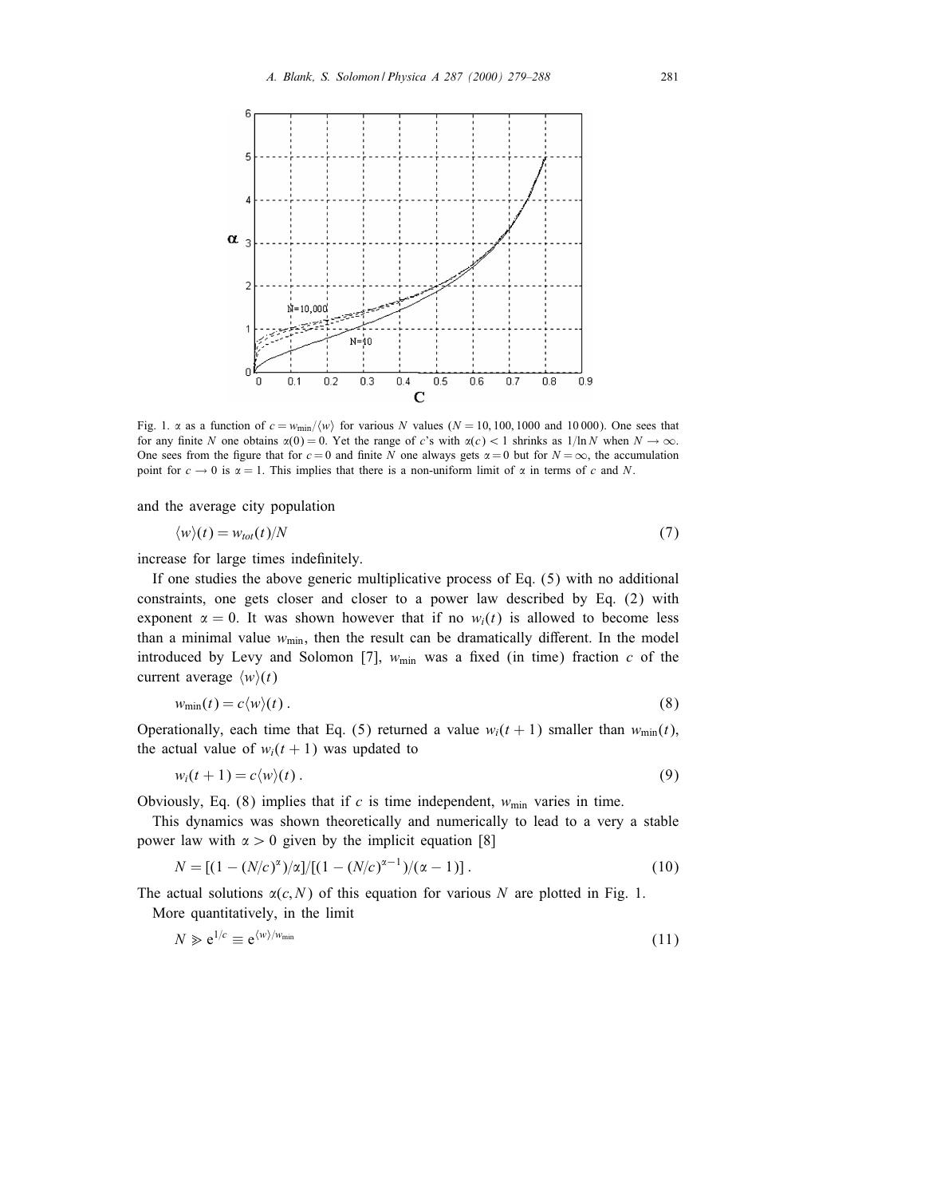Fig. 1. $\alpha$ as a function of $c = w_{\min}/\langle w \rangle$ for various $N$ values ($N = 10, 100, 1000$ and $10\,000$). One sees that for any finite $N$ one obtains $\alpha(0) = 0$. Yet the range of $c$'s with $\alpha(c) < 1$ shrinks as $1/\ln N$ when $N \to \infty$. One sees from the figure that for $c = 0$ and finite $N$ one always gets $\alpha = 0$ but for $N = \infty$, the accumulation point for $c \to 0$ is $\alpha = 1$. This implies that there is a non-uniform limit of $\alpha$ in terms of $c$ and $N$.

and the average city population

$$\langle w \rangle(t) = w_{tot}(t)/N \tag{7}$$

increase for large times indefinitely.

If one studies the above generic multiplicative process of Eq. (5) with no additional constraints, one gets closer and closer to a power law described by Eq. (2) with exponent $\alpha = 0$. It was shown however that if no $w_i(t)$ is allowed to become less than a minimal value $w_{\min}$, then the result can be dramatically different. In the model introduced by Levy and Solomon [7], $w_{\min}$ was a fixed (in time) fraction $c$ of the current average $\langle w \rangle(t)$

$$w_{\min}(t) = c\langle w \rangle(t)\,. \tag{8}$$

Operationally, each time that Eq. (5) returned a value $w_i(t+1)$ smaller than $w_{\min}(t)$, the actual value of $w_i(t+1)$ was updated to

$$w_i(t+1) = c\langle w \rangle(t)\,. \tag{9}$$

Obviously, Eq. (8) implies that if $c$ is time independent, $w_{\min}$ varies in time.

This dynamics was shown theoretically and numerically to lead to a very a stable power law with $\alpha > 0$ given by the implicit equation [8]

$$N = [(1 - (N/c)^{\alpha})/\alpha]/[(1 - (N/c)^{\alpha-1})/(\alpha - 1)]\,. \tag{10}$$

The actual solutions $\alpha(c, N)$ of this equation for various $N$ are plotted in Fig. 1.

More quantitatively, in the limit

$$N \gg e^{1/c} \equiv e^{\langle w \rangle / w_{\min}} \tag{11}$$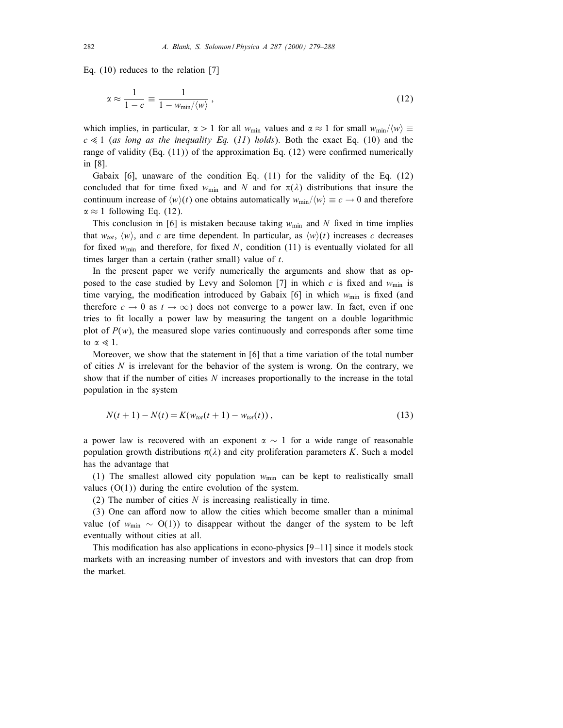Eq. (10) reduces to the relation [7]

$$\alpha \approx \frac{1}{1-c} \equiv \frac{1}{1 - w_{\min}/\langle w \rangle}\,, \tag{12}$$

which implies, in particular, $\alpha > 1$ for all $w_{\min}$ values and $\alpha \approx 1$ for small $w_{\min}/\langle w \rangle \equiv c \ll 1$ (*as long as the inequality Eq.* (*11*) *holds*). Both the exact Eq. (10) and the range of validity (Eq. (11)) of the approximation Eq. (12) were confirmed numerically in [8].

Gabaix [6], unaware of the condition Eq. (11) for the validity of the Eq. (12) concluded that for time fixed $w_{\min}$ and $N$ and for $\pi(\lambda)$ distributions that insure the continuum increase of $\langle w \rangle(t)$ one obtains automatically $w_{\min}/\langle w \rangle \equiv c \to 0$ and therefore $\alpha \approx 1$ following Eq. (12).

This conclusion in [6] is mistaken because taking $w_{\min}$ and $N$ fixed in time implies that $w_{tot}$, $\langle w \rangle$, and $c$ are time dependent. In particular, as $\langle w \rangle(t)$ increases $c$ decreases for fixed $w_{\min}$ and therefore, for fixed $N$, condition (11) is eventually violated for all times larger than a certain (rather small) value of $t$.

In the present paper we verify numerically the arguments and show that as opposed to the case studied by Levy and Solomon [7] in which $c$ is fixed and $w_{\min}$ is time varying, the modification introduced by Gabaix [6] in which $w_{\min}$ is fixed (and therefore $c \to 0$ as $t \to \infty$) does not converge to a power law. In fact, even if one tries to fit locally a power law by measuring the tangent on a double logarithmic plot of $P(w)$, the measured slope varies continuously and corresponds after some time to $\alpha \ll 1$.

Moreover, we show that the statement in [6] that a time variation of the total number of cities $N$ is irrelevant for the behavior of the system is wrong. On the contrary, we show that if the number of cities $N$ increases proportionally to the increase in the total population in the system

$$N(t+1) - N(t) = K(w_{tot}(t+1) - w_{tot}(t))\,, \tag{13}$$

a power law is recovered with an exponent $\alpha \sim 1$ for a wide range of reasonable population growth distributions $\pi(\lambda)$ and city proliferation parameters $K$. Such a model has the advantage that

(1) The smallest allowed city population $w_{\min}$ can be kept to realistically small values ($O(1)$) during the entire evolution of the system.

(2) The number of cities $N$ is increasing realistically in time.

(3) One can afford now to allow the cities which become smaller than a minimal value (of $w_{\min} \sim O(1)$) to disappear without the danger of the system to be left eventually without cities at all.

This modification has also applications in econo-physics [9–11] since it models stock markets with an increasing number of investors and with investors that can drop from the market.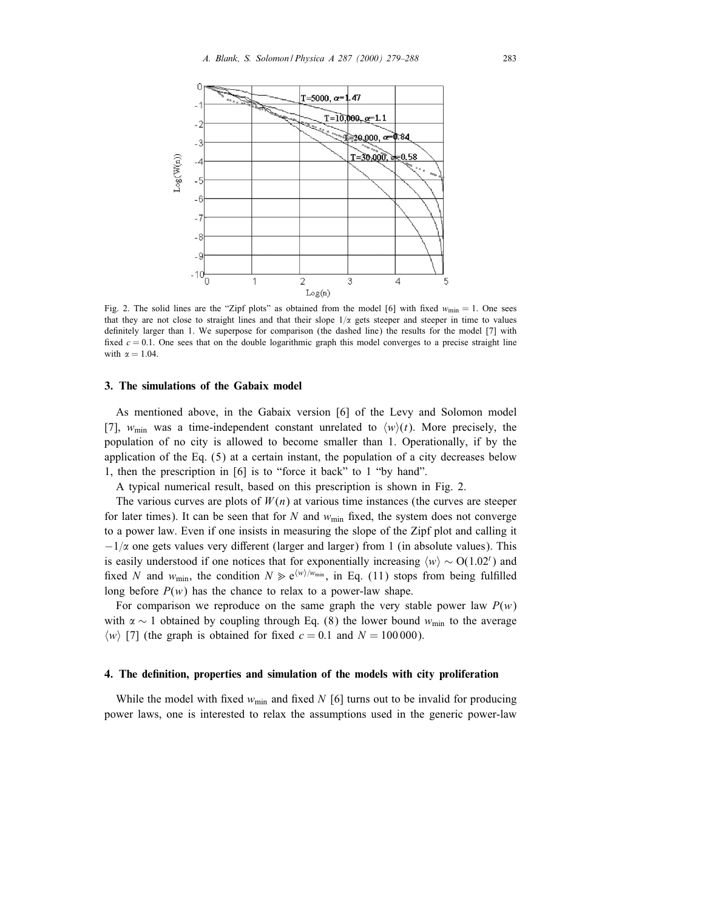Fig. 2. The solid lines are the "Zipf plots" as obtained from the model [6] with fixed $w_{\min} = 1$. One sees that they are not close to straight lines and that their slope $1/\alpha$ gets steeper and steeper in time to values definitely larger than 1. We superpose for comparison (the dashed line) the results for the model [7] with fixed $c = 0.1$. One sees that on the double logarithmic graph this model converges to a precise straight line with $\alpha = 1.04$.

## 3. The simulations of the Gabaix model

As mentioned above, in the Gabaix version [6] of the Levy and Solomon model [7], $w_{\min}$ was a time-independent constant unrelated to $\langle w \rangle(t)$. More precisely, the population of no city is allowed to become smaller than 1. Operationally, if by the application of the Eq. (5) at a certain instant, the population of a city decreases below 1, then the prescription in [6] is to "force it back" to 1 "by hand".

A typical numerical result, based on this prescription is shown in Fig. 2.

The various curves are plots of $W(n)$ at various time instances (the curves are steeper for later times). It can be seen that for $N$ and $w_{\min}$ fixed, the system does not converge to a power law. Even if one insists in measuring the slope of the Zipf plot and calling it $-1/\alpha$ one gets values very different (larger and larger) from 1 (in absolute values). This is easily understood if one notices that for exponentially increasing $\langle w \rangle \sim O(1.02^t)$ and fixed $N$ and $w_{\min}$, the condition $N \gg e^{\langle w \rangle / w_{\min}}$, in Eq. (11) stops from being fulfilled long before $P(w)$ has the chance to relax to a power-law shape.

For comparison we reproduce on the same graph the very stable power law $P(w)$ with $\alpha \sim 1$ obtained by coupling through Eq. (8) the lower bound $w_{\min}$ to the average $\langle w \rangle$ [7] (the graph is obtained for fixed $c = 0.1$ and $N = 100\,000$).

## 4. The definition, properties and simulation of the models with city proliferation

While the model with fixed $w_{\min}$ and fixed $N$ [6] turns out to be invalid for producing power laws, one is interested to relax the assumptions used in the generic power-law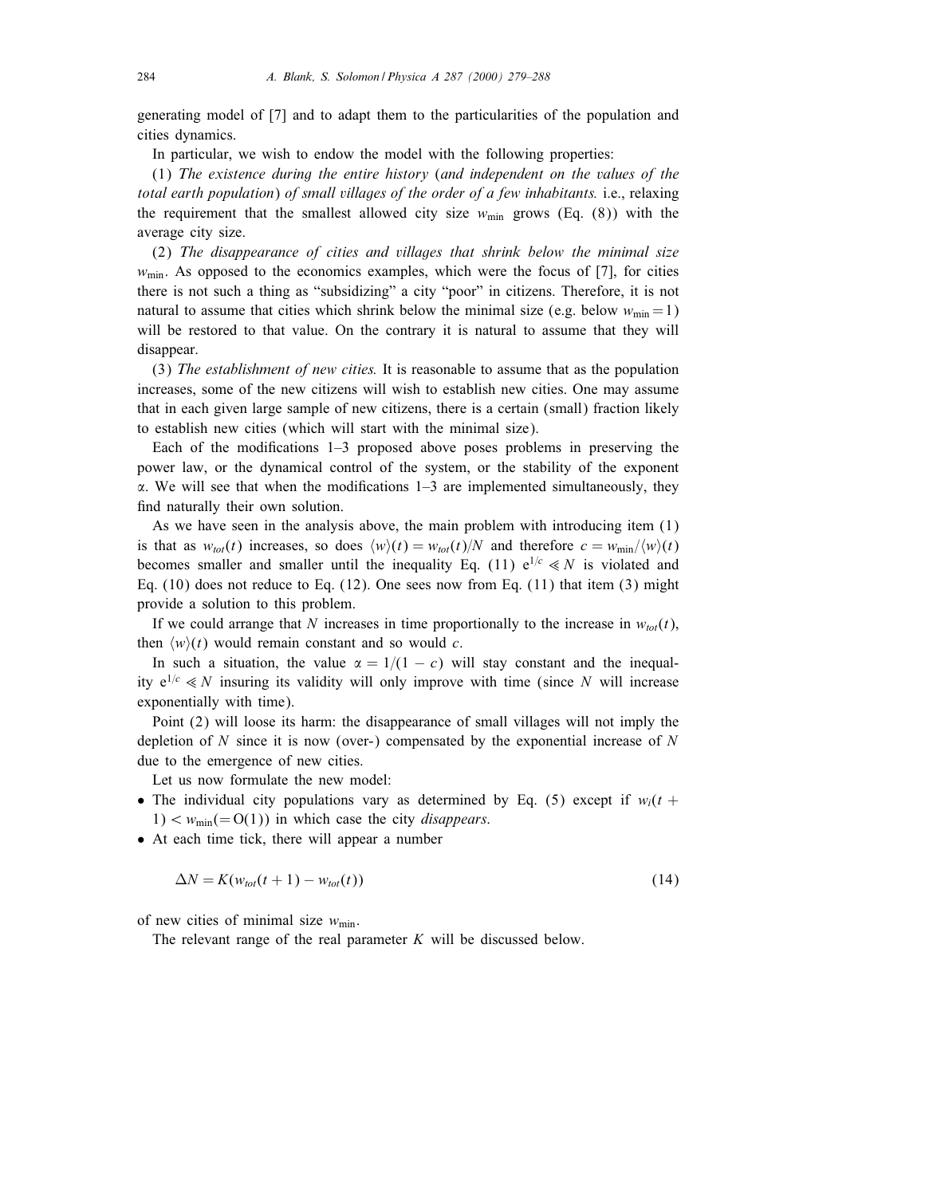generating model of [7] and to adapt them to the particularities of the population and cities dynamics.

In particular, we wish to endow the model with the following properties:

(1) *The existence during the entire history* (*and independent on the values of the total earth population*) *of small villages of the order of a few inhabitants.* i.e., relaxing the requirement that the smallest allowed city size $w_{\min}$ grows (Eq. (8)) with the average city size.

(2) *The disappearance of cities and villages that shrink below the minimal size* $w_{\min}$. As opposed to the economics examples, which were the focus of [7], for cities there is not such a thing as "subsidizing" a city "poor" in citizens. Therefore, it is not natural to assume that cities which shrink below the minimal size (e.g. below $w_{\min} = 1$) will be restored to that value. On the contrary it is natural to assume that they will disappear.

(3) *The establishment of new cities.* It is reasonable to assume that as the population increases, some of the new citizens will wish to establish new cities. One may assume that in each given large sample of new citizens, there is a certain (small) fraction likely to establish new cities (which will start with the minimal size).

Each of the modifications 1–3 proposed above poses problems in preserving the power law, or the dynamical control of the system, or the stability of the exponent $\alpha$. We will see that when the modifications 1–3 are implemented simultaneously, they find naturally their own solution.

As we have seen in the analysis above, the main problem with introducing item (1) is that as $w_{tot}(t)$ increases, so does $\langle w \rangle(t) = w_{tot}(t)/N$ and therefore $c = w_{\min}/\langle w \rangle(t)$ becomes smaller and smaller until the inequality Eq. (11) $e^{1/c} \ll N$ is violated and Eq. (10) does not reduce to Eq. (12). One sees now from Eq. (11) that item (3) might provide a solution to this problem.

If we could arrange that $N$ increases in time proportionally to the increase in $w_{tot}(t)$, then $\langle w \rangle(t)$ would remain constant and so would $c$.

In such a situation, the value $\alpha = 1/(1-c)$ will stay constant and the inequality $e^{1/c} \ll N$ insuring its validity will only improve with time (since $N$ will increase exponentially with time).

Point (2) will loose its harm: the disappearance of small villages will not imply the depletion of $N$ since it is now (over-) compensated by the exponential increase of $N$ due to the emergence of new cities.

Let us now formulate the new model:

- The individual city populations vary as determined by Eq. (5) except if $w_i(t+1) < w_{\min}(= O(1))$ in which case the city *disappears*.
- At each time tick, there will appear a number

$$\Delta N = K(w_{tot}(t+1) - w_{tot}(t)) \tag{14}$$

of new cities of minimal size $w_{\min}$.

The relevant range of the real parameter $K$ will be discussed below.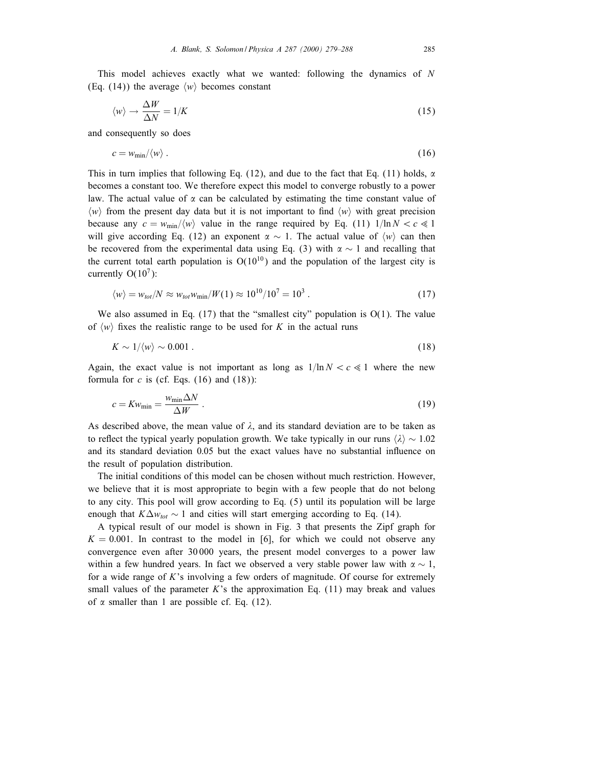This model achieves exactly what we wanted: following the dynamics of $N$ (Eq. (14)) the average $\langle w \rangle$ becomes constant

$$\langle w \rangle \to \frac{\Delta W}{\Delta N} = 1/K \tag{15}$$

and consequently so does

$$c = w_{\min}/\langle w \rangle \, . \tag{16}$$

This in turn implies that following Eq. (12), and due to the fact that Eq. (11) holds, $\alpha$ becomes a constant too. We therefore expect this model to converge robustly to a power law. The actual value of $\alpha$ can be calculated by estimating the time constant value of $\langle w \rangle$ from the present day data but it is not important to find $\langle w \rangle$ with great precision because any $c = w_{\min}/\langle w \rangle$ value in the range required by Eq. (11) $1/\ln N < c \ll 1$ will give according Eq. (12) an exponent $\alpha \sim 1$. The actual value of $\langle w \rangle$ can then be recovered from the experimental data using Eq. (3) with $\alpha \sim 1$ and recalling that the current total earth population is $O(10^{10})$ and the population of the largest city is currently $O(10^7)$:

$$\langle w \rangle = w_{tot}/N \approx w_{tot} w_{\min}/W(1) \approx 10^{10}/10^7 = 10^3 \, . \tag{17}$$

We also assumed in Eq. (17) that the "smallest city" population is $O(1)$. The value of $\langle w \rangle$ fixes the realistic range to be used for $K$ in the actual runs

$$K \sim 1/\langle w \rangle \sim 0.001 \, . \tag{18}$$

Again, the exact value is not important as long as $1/\ln N < c \ll 1$ where the new formula for $c$ is (cf. Eqs. (16) and (18)):

$$c = K w_{\min} = \frac{w_{\min} \Delta N}{\Delta W} \, . \tag{19}$$

As described above, the mean value of $\lambda$, and its standard deviation are to be taken as to reflect the typical yearly population growth. We take typically in our runs $\langle \lambda \rangle \sim 1.02$ and its standard deviation 0.05 but the exact values have no substantial influence on the result of population distribution.

The initial conditions of this model can be chosen without much restriction. However, we believe that it is most appropriate to begin with a few people that do not belong to any city. This pool will grow according to Eq. (5) until its population will be large enough that $K \Delta w_{tot} \sim 1$ and cities will start emerging according to Eq. (14).

A typical result of our model is shown in Fig. 3 that presents the Zipf graph for $K = 0.001$. In contrast to the model in [6], for which we could not observe any convergence even after 30 000 years, the present model converges to a power law within a few hundred years. In fact we observed a very stable power law with $\alpha \sim 1$, for a wide range of $K$'s involving a few orders of magnitude. Of course for extremely small values of the parameter $K$'s the approximation Eq. (11) may break and values of $\alpha$ smaller than 1 are possible cf. Eq. (12).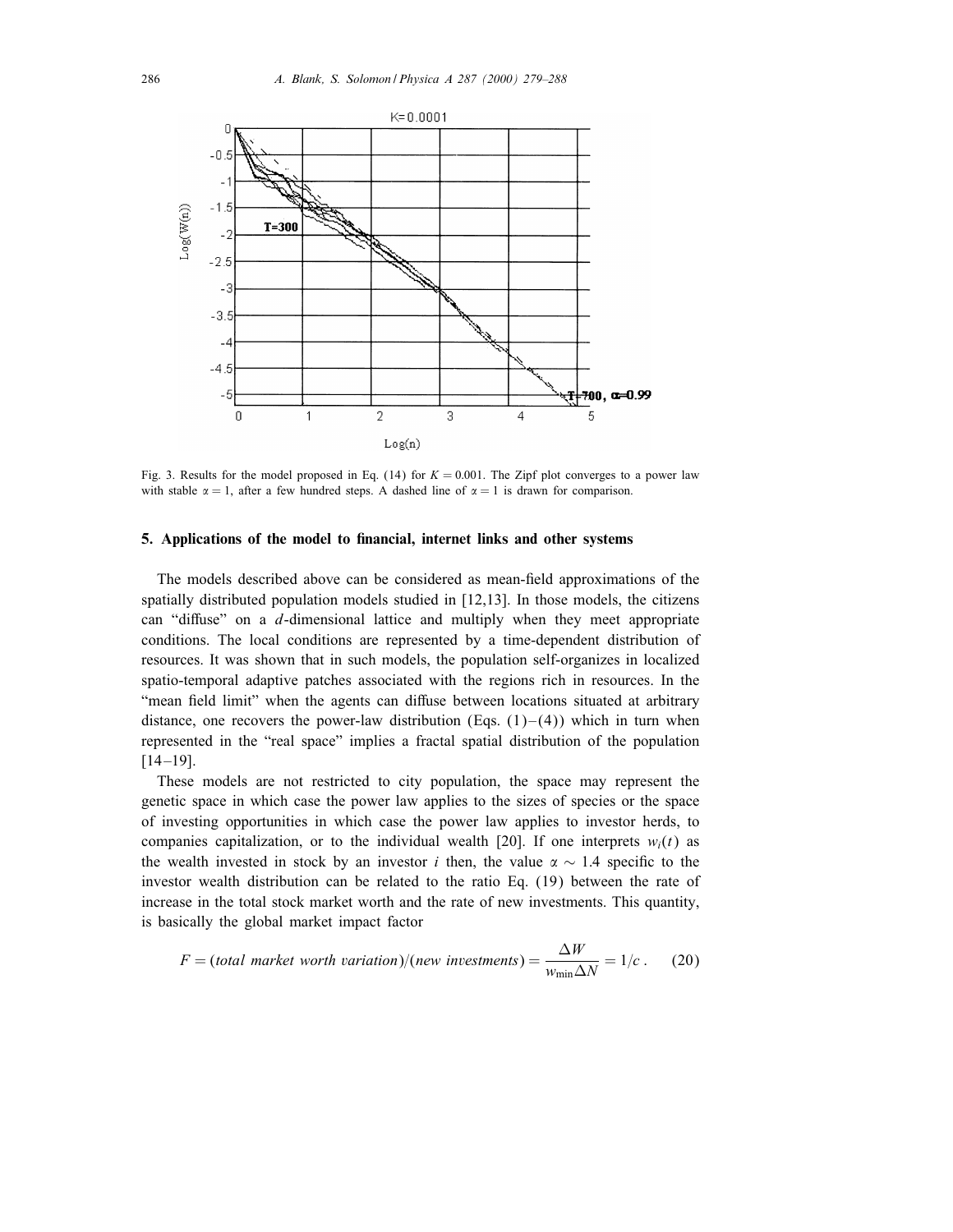Fig. 3. Results for the model proposed in Eq. (14) for $K = 0.001$. The Zipf plot converges to a power law with stable $\alpha = 1$, after a few hundred steps. A dashed line of $\alpha = 1$ is drawn for comparison.

## 5. Applications of the model to financial, internet links and other systems

The models described above can be considered as mean-field approximations of the spatially distributed population models studied in [12,13]. In those models, the citizens can "diffuse" on a $d$-dimensional lattice and multiply when they meet appropriate conditions. The local conditions are represented by a time-dependent distribution of resources. It was shown that in such models, the population self-organizes in localized spatio-temporal adaptive patches associated with the regions rich in resources. In the "mean field limit" when the agents can diffuse between locations situated at arbitrary distance, one recovers the power-law distribution (Eqs. (1)–(4)) which in turn when represented in the "real space" implies a fractal spatial distribution of the population [14–19].

These models are not restricted to city population, the space may represent the genetic space in which case the power law applies to the sizes of species or the space of investing opportunities in which case the power law applies to investor herds, to companies capitalization, or to the individual wealth [20]. If one interprets $w_i(t)$ as the wealth invested in stock by an investor $i$ then, the value $\alpha \sim 1.4$ specific to the investor wealth distribution can be related to the ratio Eq. (19) between the rate of increase in the total stock market worth and the rate of new investments. This quantity, is basically the global market impact factor

$$F = (\textit{total market worth variation})/(\textit{new investments}) = \frac{\Delta W}{w_{\min}\Delta N} = 1/c\,. \qquad (20)$$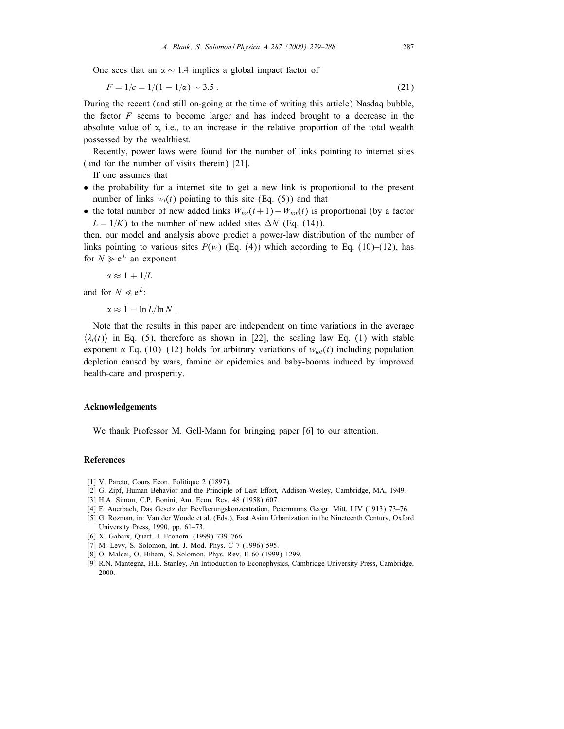One sees that an $\alpha \sim 1.4$ implies a global impact factor of

$$F = 1/c = 1/(1 - 1/\alpha) \sim 3.5 \, . \tag{21}$$

During the recent (and still on-going at the time of writing this article) Nasdaq bubble, the factor $F$ seems to become larger and has indeed brought to a decrease in the absolute value of $\alpha$, i.e., to an increase in the relative proportion of the total wealth possessed by the wealthiest.

Recently, power laws were found for the number of links pointing to internet sites (and for the number of visits therein) [21].

If one assumes that

- the probability for a internet site to get a new link is proportional to the present number of links $w_i(t)$ pointing to this site (Eq. (5)) and that
- the total number of new added links $W_{tot}(t+1) - W_{tot}(t)$ is proportional (by a factor $L = 1/K$) to the number of new added sites $\Delta N$ (Eq. (14)).

then, our model and analysis above predict a power-law distribution of the number of links pointing to various sites $P(w)$ (Eq. (4)) which according to Eq. (10)–(12), has for $N \gg e^L$ an exponent

$$\alpha \approx 1 + 1/L$$

and for $N \ll e^L$:

$$\alpha \approx 1 - \ln L / \ln N \, .$$

Note that the results in this paper are independent on time variations in the average $\langle \lambda_i(t) \rangle$ in Eq. (5), therefore as shown in [22], the scaling law Eq. (1) with stable exponent $\alpha$ Eq. (10)–(12) holds for arbitrary variations of $w_{tot}(t)$ including population depletion caused by wars, famine or epidemies and baby-booms induced by improved health-care and prosperity.

## Acknowledgements

We thank Professor M. Gell-Mann for bringing paper [6] to our attention.

## References

[1] V. Pareto, Cours Econ. Politique 2 (1897).

[2] G. Zipf, Human Behavior and the Principle of Last Effort, Addison-Wesley, Cambridge, MA, 1949.

[3] H.A. Simon, C.P. Bonini, Am. Econ. Rev. 48 (1958) 607.

[4] F. Auerbach, Das Gesetz der Bevlkerungskonzentration, Petermanns Geogr. Mitt. LIV (1913) 73–76.

[5] G. Rozman, in: Van der Woude et al. (Eds.), East Asian Urbanization in the Nineteenth Century, Oxford University Press, 1990, pp. 61–73.

[6] X. Gabaix, Quart. J. Econom. (1999) 739–766.

[7] M. Levy, S. Solomon, Int. J. Mod. Phys. C 7 (1996) 595.

[8] O. Malcai, O. Biham, S. Solomon, Phys. Rev. E 60 (1999) 1299.

[9] R.N. Mantegna, H.E. Stanley, An Introduction to Econophysics, Cambridge University Press, Cambridge, 2000.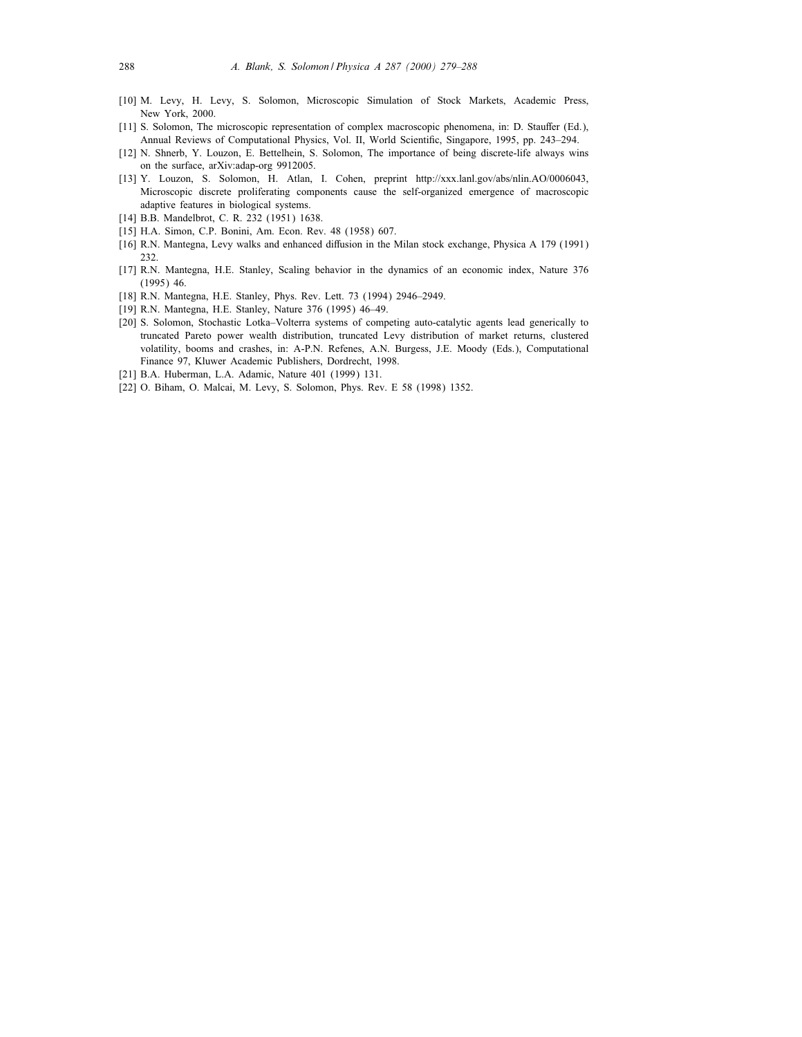[10] M. Levy, H. Levy, S. Solomon, Microscopic Simulation of Stock Markets, Academic Press, New York, 2000.

[11] S. Solomon, The microscopic representation of complex macroscopic phenomena, in: D. Stauffer (Ed.), Annual Reviews of Computational Physics, Vol. II, World Scientific, Singapore, 1995, pp. 243–294.

[12] N. Shnerb, Y. Louzon, E. Bettelhein, S. Solomon, The importance of being discrete-life always wins on the surface, arXiv:adap-org 9912005.

[13] Y. Louzon, S. Solomon, H. Atlan, I. Cohen, preprint http://xxx.lanl.gov/abs/nlin.AO/0006043, Microscopic discrete proliferating components cause the self-organized emergence of macroscopic adaptive features in biological systems.

[14] B.B. Mandelbrot, C. R. 232 (1951) 1638.

[15] H.A. Simon, C.P. Bonini, Am. Econ. Rev. 48 (1958) 607.

[16] R.N. Mantegna, Levy walks and enhanced diffusion in the Milan stock exchange, Physica A 179 (1991) 232.

[17] R.N. Mantegna, H.E. Stanley, Scaling behavior in the dynamics of an economic index, Nature 376 (1995) 46.

[18] R.N. Mantegna, H.E. Stanley, Phys. Rev. Lett. 73 (1994) 2946–2949.

[19] R.N. Mantegna, H.E. Stanley, Nature 376 (1995) 46–49.

[20] S. Solomon, Stochastic Lotka–Volterra systems of competing auto-catalytic agents lead generically to truncated Pareto power wealth distribution, truncated Levy distribution of market returns, clustered volatility, booms and crashes, in: A-P.N. Refenes, A.N. Burgess, J.E. Moody (Eds.), Computational Finance 97, Kluwer Academic Publishers, Dordrecht, 1998.

[21] B.A. Huberman, L.A. Adamic, Nature 401 (1999) 131.

[22] O. Biham, O. Malcai, M. Levy, S. Solomon, Phys. Rev. E 58 (1998) 1352.